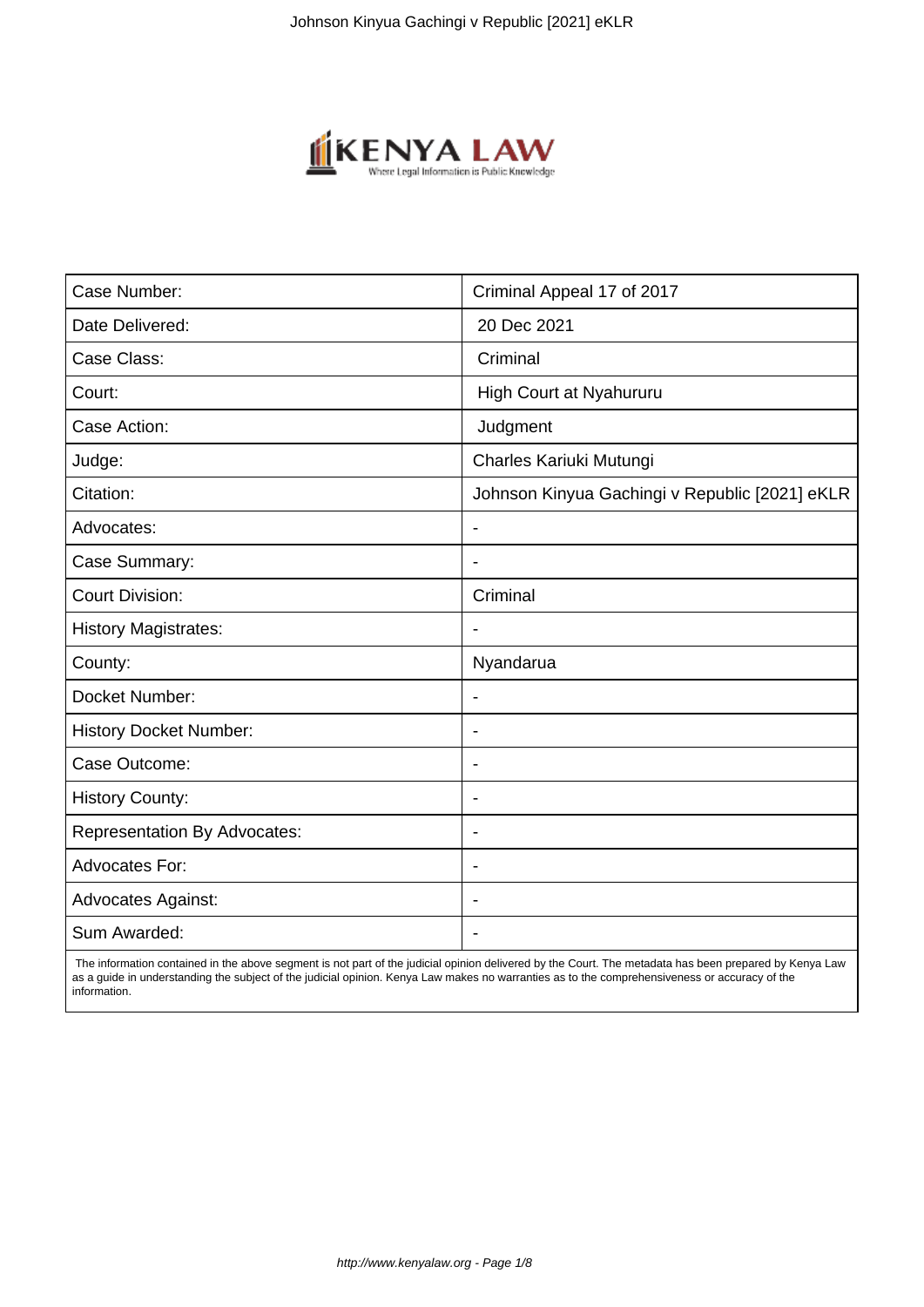| Case Number: | Criminal Appeal 17 of 2017 |
| --- | --- |
| Date Delivered: | 20 Dec 2021 |
| Case Class: | Criminal |
| Court: | High Court at Nyahururu |
| Case Action: | Judgment |
| Judge: | Charles Kariuki Mutungi |
| Citation: | Johnson Kinyua Gachingi v Republic [2021] eKLR |
| Advocates: | - |
| Case Summary: | - |
| Court Division: | Criminal |
| History Magistrates: | - |
| County: | Nyandarua |
| Docket Number: | - |
| History Docket Number: | - |
| Case Outcome: | - |
| History County: | - |
| Representation By Advocates: | - |
| Advocates For: | - |
| Advocates Against: | - |
| Sum Awarded: | - |

The information contained in the above segment is not part of the judicial opinion delivered by the Court. The metadata has been prepared by Kenya Law as a guide in understanding the subject of the judicial opinion. Kenya Law makes no warranties as to the comprehensiveness or accuracy of the information.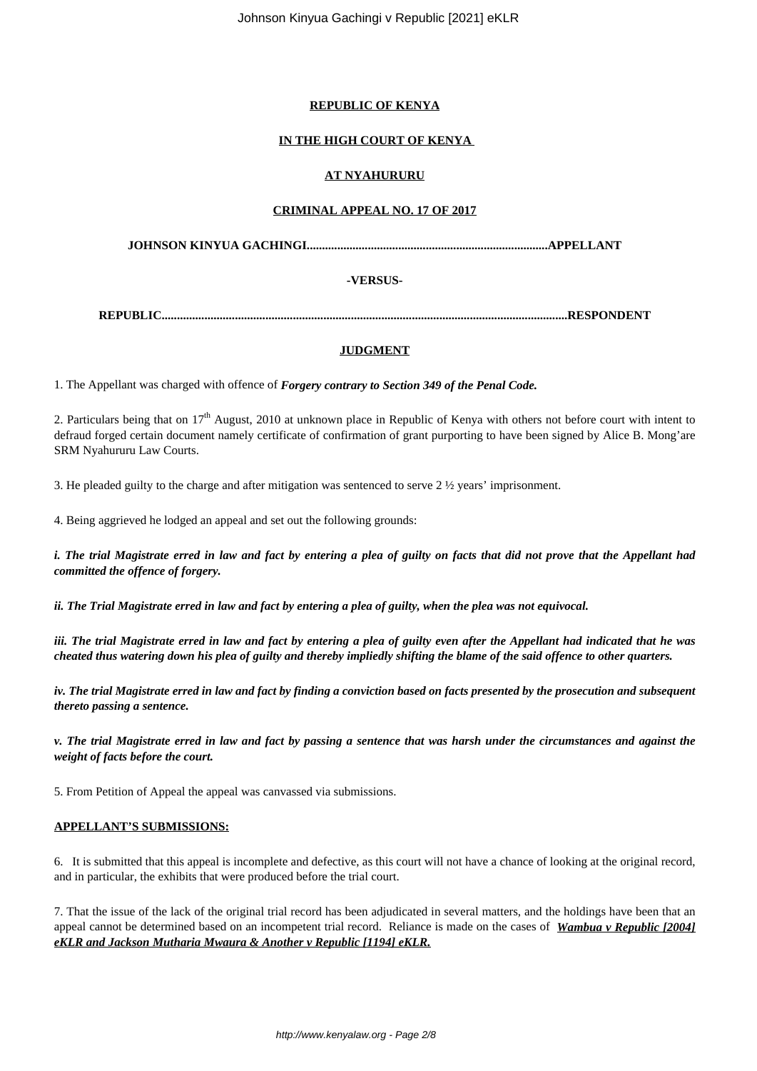**REPUBLIC OF KENYA**

**IN THE HIGH COURT OF KENYA**

**AT NYAHURURU**

**CRIMINAL APPEAL NO. 17 OF 2017**

**JOHNSON KINYUA GACHINGI..............................................................................APPELLANT**

**-VERSUS-**

**REPUBLIC.....................................................................................................................................RESPONDENT**

**JUDGMENT**

1. The Appellant was charged with offence of ***Forgery contrary to Section 349 of the Penal Code.***

2. Particulars being that on 17th August, 2010 at unknown place in Republic of Kenya with others not before court with intent to defraud forged certain document namely certificate of confirmation of grant purporting to have been signed by Alice B. Mong'are SRM Nyahururu Law Courts.

3. He pleaded guilty to the charge and after mitigation was sentenced to serve 2 ½ years' imprisonment.

4. Being aggrieved he lodged an appeal and set out the following grounds:

***i. The trial Magistrate erred in law and fact by entering a plea of guilty on facts that did not prove that the Appellant had committed the offence of forgery.***

***ii. The Trial Magistrate erred in law and fact by entering a plea of guilty, when the plea was not equivocal.***

***iii. The trial Magistrate erred in law and fact by entering a plea of guilty even after the Appellant had indicated that he was cheated thus watering down his plea of guilty and thereby impliedly shifting the blame of the said offence to other quarters.***

***iv. The trial Magistrate erred in law and fact by finding a conviction based on facts presented by the prosecution and subsequent thereto passing a sentence.***

***v. The trial Magistrate erred in law and fact by passing a sentence that was harsh under the circumstances and against the weight of facts before the court.***

5. From Petition of Appeal the appeal was canvassed via submissions.

**APPELLANT'S SUBMISSIONS:**

6. It is submitted that this appeal is incomplete and defective, as this court will not have a chance of looking at the original record, and in particular, the exhibits that were produced before the trial court.

7. That the issue of the lack of the original trial record has been adjudicated in several matters, and the holdings have been that an appeal cannot be determined based on an incompetent trial record. Reliance is made on the cases of ***Wambua v Republic [2004] eKLR and Jackson Mutharia Mwaura & Another v Republic [1194] eKLR.***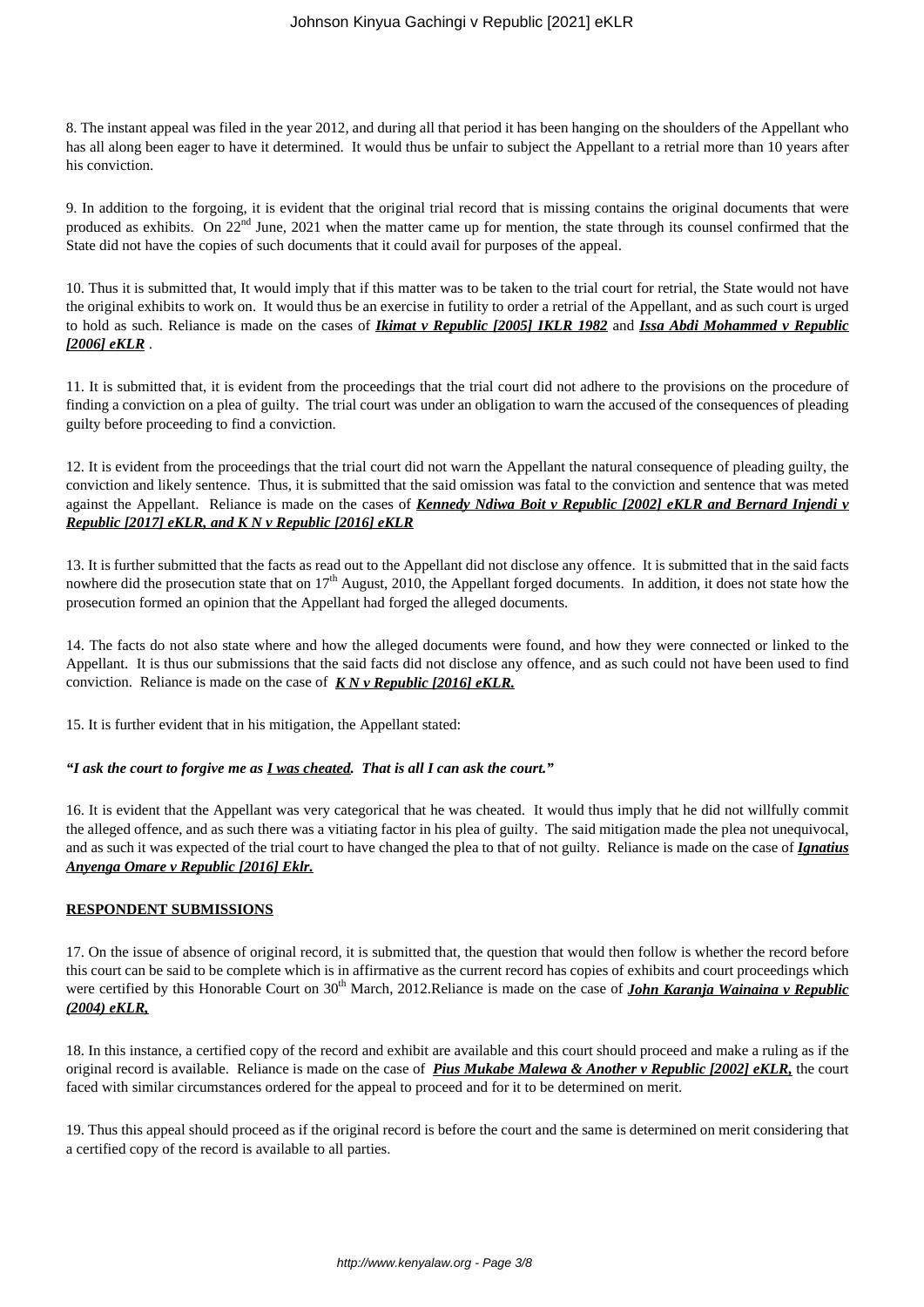8. The instant appeal was filed in the year 2012, and during all that period it has been hanging on the shoulders of the Appellant who has all along been eager to have it determined. It would thus be unfair to subject the Appellant to a retrial more than 10 years after his conviction.

9. In addition to the forgoing, it is evident that the original trial record that is missing contains the original documents that were produced as exhibits. On 22nd June, 2021 when the matter came up for mention, the state through its counsel confirmed that the State did not have the copies of such documents that it could avail for purposes of the appeal.

10. Thus it is submitted that, It would imply that if this matter was to be taken to the trial court for retrial, the State would not have the original exhibits to work on. It would thus be an exercise in futility to order a retrial of the Appellant, and as such court is urged to hold as such. Reliance is made on the cases of ***Ikimat v Republic [2005] IKLR 1982*** and ***Issa Abdi Mohammed v Republic [2006] eKLR*** .

11. It is submitted that, it is evident from the proceedings that the trial court did not adhere to the provisions on the procedure of finding a conviction on a plea of guilty. The trial court was under an obligation to warn the accused of the consequences of pleading guilty before proceeding to find a conviction.

12. It is evident from the proceedings that the trial court did not warn the Appellant the natural consequence of pleading guilty, the conviction and likely sentence. Thus, it is submitted that the said omission was fatal to the conviction and sentence that was meted against the Appellant. Reliance is made on the cases of ***Kennedy Ndiwa Boit v Republic [2002] eKLR and Bernard Injendi v Republic [2017] eKLR, and K N v Republic [2016] eKLR***

13. It is further submitted that the facts as read out to the Appellant did not disclose any offence. It is submitted that in the said facts nowhere did the prosecution state that on 17th August, 2010, the Appellant forged documents. In addition, it does not state how the prosecution formed an opinion that the Appellant had forged the alleged documents.

14. The facts do not also state where and how the alleged documents were found, and how they were connected or linked to the Appellant. It is thus our submissions that the said facts did not disclose any offence, and as such could not have been used to find conviction. Reliance is made on the case of ***K N v Republic [2016] eKLR.***

15. It is further evident that in his mitigation, the Appellant stated:

***"I ask the court to forgive me as I was cheated. That is all I can ask the court."***

16. It is evident that the Appellant was very categorical that he was cheated. It would thus imply that he did not willfully commit the alleged offence, and as such there was a vitiating factor in his plea of guilty. The said mitigation made the plea not unequivocal, and as such it was expected of the trial court to have changed the plea to that of not guilty. Reliance is made on the case of ***Ignatius Anyenga Omare v Republic [2016] Eklr.***

## RESPONDENT SUBMISSIONS

17. On the issue of absence of original record, it is submitted that, the question that would then follow is whether the record before this court can be said to be complete which is in affirmative as the current record has copies of exhibits and court proceedings which were certified by this Honorable Court on 30th March, 2012.Reliance is made on the case of ***John Karanja Wainaina v Republic (2004) eKLR,***

18. In this instance, a certified copy of the record and exhibit are available and this court should proceed and make a ruling as if the original record is available. Reliance is made on the case of ***Pius Mukabe Malewa & Another v Republic [2002] eKLR,*** the court faced with similar circumstances ordered for the appeal to proceed and for it to be determined on merit.

19. Thus this appeal should proceed as if the original record is before the court and the same is determined on merit considering that a certified copy of the record is available to all parties.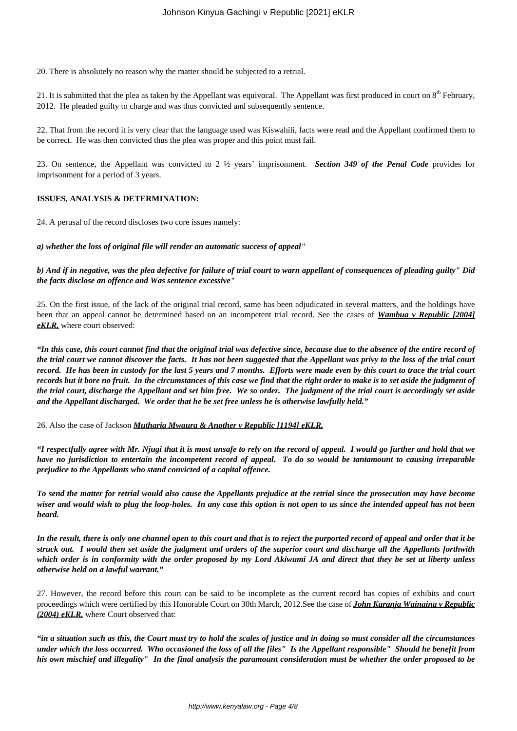20. There is absolutely no reason why the matter should be subjected to a retrial.

21. It is submitted that the plea as taken by the Appellant was equivocal. The Appellant was first produced in court on 8th February, 2012. He pleaded guilty to charge and was thus convicted and subsequently sentence.

22. That from the record it is very clear that the language used was Kiswahili, facts were read and the Appellant confirmed them to be correct. He was then convicted thus the plea was proper and this point must fail.

23. On sentence, the Appellant was convicted to 2 ½ years' imprisonment. ***Section 349 of the Penal Code*** provides for imprisonment for a period of 3 years.

**ISSUES, ANALYSIS & DETERMINATION:**

24. A perusal of the record discloses two core issues namely:

***a) whether the loss of original file will render an automatic success of appeal"***

***b) And if in negative, was the plea defective for failure of trial court to warn appellant of consequences of pleading guilty" Did the facts disclose an offence and Was sentence excessive"***

25. On the first issue, of the lack of the original trial record, same has been adjudicated in several matters, and the holdings have been that an appeal cannot be determined based on an incompetent trial record. See the cases of ***Wambua v Republic [2004] eKLR,*** where court observed:

***"In this case, this court cannot find that the original trial was defective since, because due to the absence of the entire record of the trial court we cannot discover the facts. It has not been suggested that the Appellant was privy to the loss of the trial court record. He has been in custody for the last 5 years and 7 months. Efforts were made even by this court to trace the trial court records but it bore no fruit. In the circumstances of this case we find that the right order to make is to set aside the judgment of the trial court, discharge the Appellant and set him free. We so order. The judgment of the trial court is accordingly set aside and the Appellant discharged. We order that he be set free unless he is otherwise lawfully held."***

26. Also the case of Jackson ***Mutharia Mwaura & Another v Republic [1194] eKLR,***

***"I respectfully agree with Mr. Njugi that it is most unsafe to rely on the record of appeal. I would go further and hold that we have no jurisdiction to entertain the incompetent record of appeal. To do so would be tantamount to causing irreparable prejudice to the Appellants who stand convicted of a capital offence.***

***To send the matter for retrial would also cause the Appellants prejudice at the retrial since the prosecution may have become wiser and would wish to plug the loop-holes. In any case this option is not open to us since the intended appeal has not been heard.***

***In the result, there is only one channel open to this court and that is to reject the purported record of appeal and order that it be struck out. I would then set aside the judgment and orders of the superior court and discharge all the Appellants forthwith which order is in conformity with the order proposed by my Lord Akiwumi JA and direct that they be set at liberty unless otherwise held on a lawful warrant."***

27. However, the record before this court can be said to be incomplete as the current record has copies of exhibits and court proceedings which were certified by this Honorable Court on 30th March, 2012.See the case of ***John Karanja Wainaina v Republic (2004) eKLR,*** where Court observed that:

***"in a situation such as this, the Court must try to hold the scales of justice and in doing so must consider all the circumstances under which the loss occurred. Who occasioned the loss of all the files" Is the Appellant responsible" Should he benefit from his own mischief and illegality" In the final analysis the paramount consideration must be whether the order proposed to be***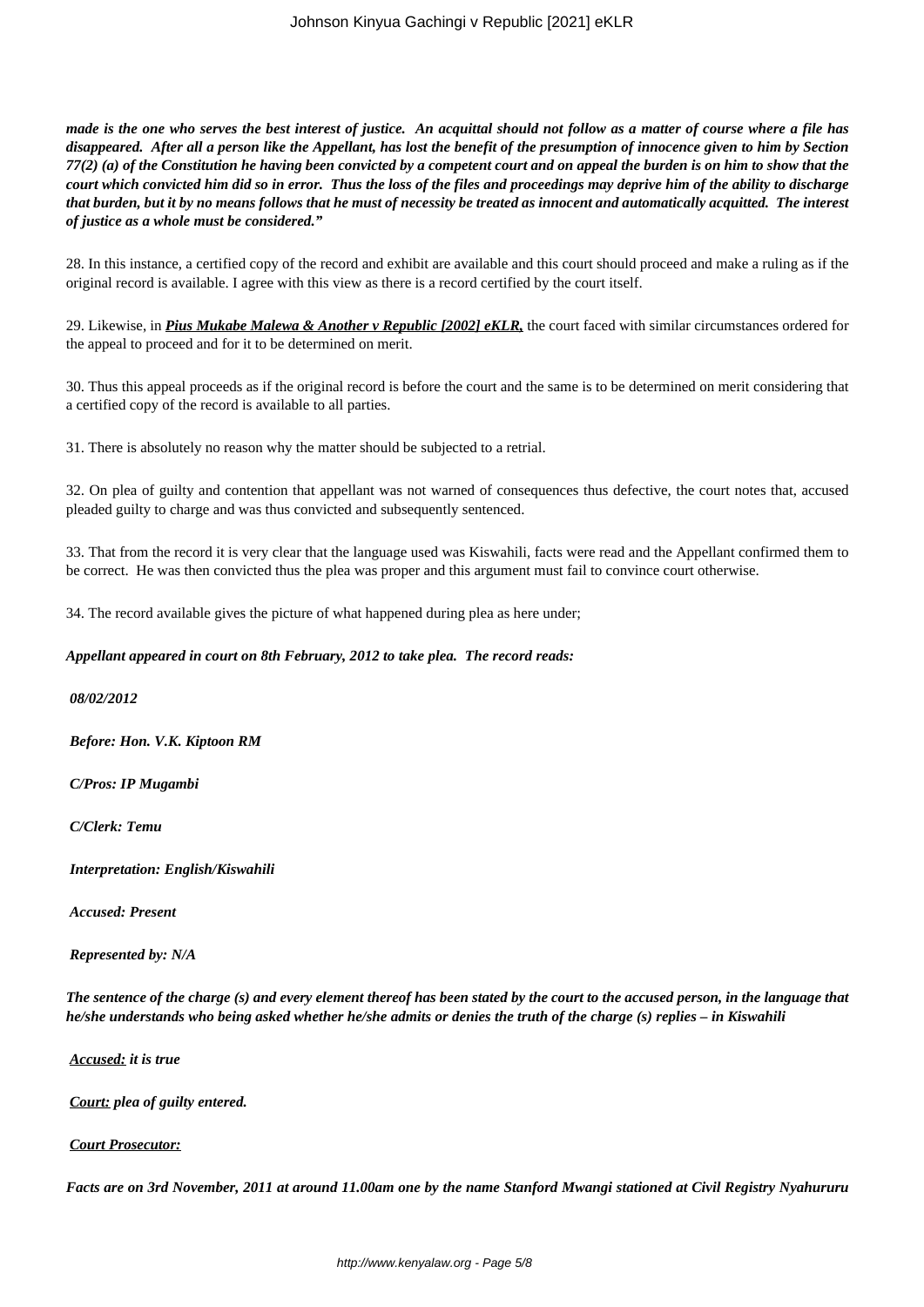***made is the one who serves the best interest of justice. An acquittal should not follow as a matter of course where a file has disappeared. After all a person like the Appellant, has lost the benefit of the presumption of innocence given to him by Section 77(2) (a) of the Constitution he having been convicted by a competent court and on appeal the burden is on him to show that the court which convicted him did so in error. Thus the loss of the files and proceedings may deprive him of the ability to discharge that burden, but it by no means follows that he must of necessity be treated as innocent and automatically acquitted. The interest of justice as a whole must be considered."***

28. In this instance, a certified copy of the record and exhibit are available and this court should proceed and make a ruling as if the original record is available. I agree with this view as there is a record certified by the court itself.

29. Likewise, in ***Pius Mukabe Malewa & Another v Republic [2002] eKLR,*** the court faced with similar circumstances ordered for the appeal to proceed and for it to be determined on merit.

30. Thus this appeal proceeds as if the original record is before the court and the same is to be determined on merit considering that a certified copy of the record is available to all parties.

31. There is absolutely no reason why the matter should be subjected to a retrial.

32. On plea of guilty and contention that appellant was not warned of consequences thus defective, the court notes that, accused pleaded guilty to charge and was thus convicted and subsequently sentenced.

33. That from the record it is very clear that the language used was Kiswahili, facts were read and the Appellant confirmed them to be correct. He was then convicted thus the plea was proper and this argument must fail to convince court otherwise.

34. The record available gives the picture of what happened during plea as here under;

***Appellant appeared in court on 8th February, 2012 to take plea. The record reads:***

***08/02/2012***

***Before: Hon. V.K. Kiptoon RM***

***C/Pros: IP Mugambi***

***C/Clerk: Temu***

***Interpretation: English/Kiswahili***

***Accused: Present***

***Represented by: N/A***

***The sentence of the charge (s) and every element thereof has been stated by the court to the accused person, in the language that he/she understands who being asked whether he/she admits or denies the truth of the charge (s) replies – in Kiswahili***

***Accused:*** ***it is true***

***Court:*** ***plea of guilty entered.***

***Court Prosecutor:***

***Facts are on 3rd November, 2011 at around 11.00am one by the name Stanford Mwangi stationed at Civil Registry Nyahururu***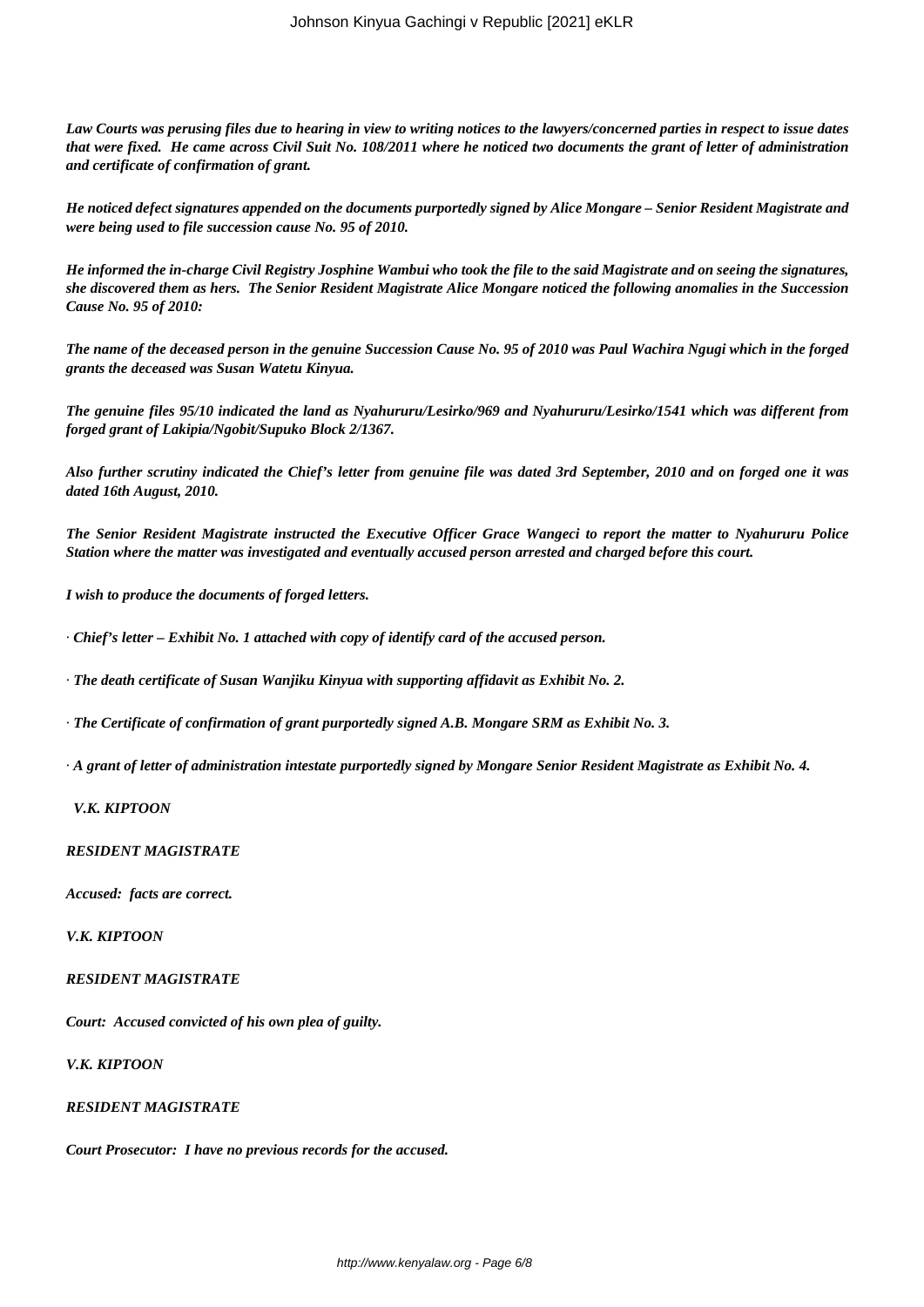*Law Courts was perusing files due to hearing in view to writing notices to the lawyers/concerned parties in respect to issue dates that were fixed. He came across Civil Suit No. 108/2011 where he noticed two documents the grant of letter of administration and certificate of confirmation of grant.*

*He noticed defect signatures appended on the documents purportedly signed by Alice Mongare – Senior Resident Magistrate and were being used to file succession cause No. 95 of 2010.*

*He informed the in-charge Civil Registry Josphine Wambui who took the file to the said Magistrate and on seeing the signatures, she discovered them as hers. The Senior Resident Magistrate Alice Mongare noticed the following anomalies in the Succession Cause No. 95 of 2010:*

*The name of the deceased person in the genuine Succession Cause No. 95 of 2010 was Paul Wachira Ngugi which in the forged grants the deceased was Susan Watetu Kinyua.*

*The genuine files 95/10 indicated the land as Nyahururu/Lesirko/969 and Nyahururu/Lesirko/1541 which was different from forged grant of Lakipia/Ngobit/Supuko Block 2/1367.*

*Also further scrutiny indicated the Chief's letter from genuine file was dated 3rd September, 2010 and on forged one it was dated 16th August, 2010.*

*The Senior Resident Magistrate instructed the Executive Officer Grace Wangeci to report the matter to Nyahururu Police Station where the matter was investigated and eventually accused person arrested and charged before this court.*

*I wish to produce the documents of forged letters.*

- *Chief's letter – Exhibit No. 1 attached with copy of identify card of the accused person.*
- *The death certificate of Susan Wanjiku Kinyua with supporting affidavit as Exhibit No. 2.*
- *The Certificate of confirmation of grant purportedly signed A.B. Mongare SRM as Exhibit No. 3.*
- *A grant of letter of administration intestate purportedly signed by Mongare Senior Resident Magistrate as Exhibit No. 4.*

***V.K. KIPTOON***

***RESIDENT MAGISTRATE***

***Accused: facts are correct.***

***V.K. KIPTOON***

***RESIDENT MAGISTRATE***

***Court: Accused convicted of his own plea of guilty.***

***V.K. KIPTOON***

***RESIDENT MAGISTRATE***

***Court Prosecutor: I have no previous records for the accused.***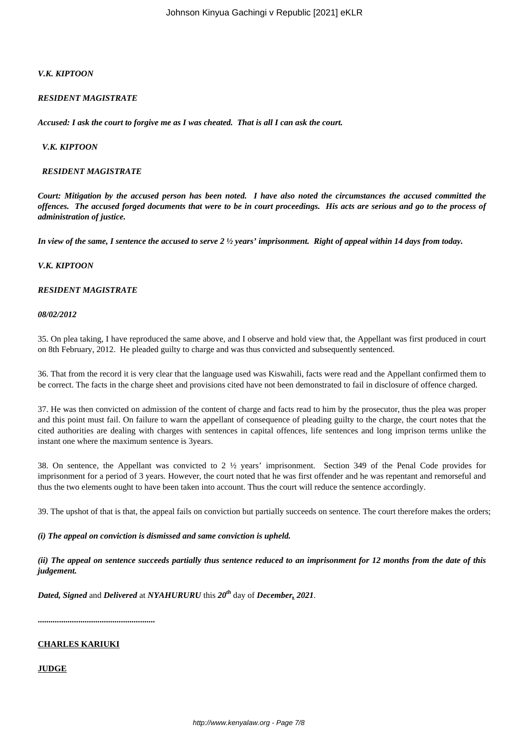***V.K. KIPTOON***

***RESIDENT MAGISTRATE***

***Accused: I ask the court to forgive me as I was cheated. That is all I can ask the court.***

***V.K. KIPTOON***

***RESIDENT MAGISTRATE***

***Court: Mitigation by the accused person has been noted. I have also noted the circumstances the accused committed the offences. The accused forged documents that were to be in court proceedings. His acts are serious and go to the process of administration of justice.***

***In view of the same, I sentence the accused to serve 2 ½ years' imprisonment. Right of appeal within 14 days from today.***

***V.K. KIPTOON***

***RESIDENT MAGISTRATE***

***08/02/2012***

35. On plea taking, I have reproduced the same above, and I observe and hold view that, the Appellant was first produced in court on 8th February, 2012. He pleaded guilty to charge and was thus convicted and subsequently sentenced.

36. That from the record it is very clear that the language used was Kiswahili, facts were read and the Appellant confirmed them to be correct. The facts in the charge sheet and provisions cited have not been demonstrated to fail in disclosure of offence charged.

37. He was then convicted on admission of the content of charge and facts read to him by the prosecutor, thus the plea was proper and this point must fail. On failure to warn the appellant of consequence of pleading guilty to the charge, the court notes that the cited authorities are dealing with charges with sentences in capital offences, life sentences and long imprison terms unlike the instant one where the maximum sentence is 3years.

38. On sentence, the Appellant was convicted to 2 ½ years' imprisonment. Section 349 of the Penal Code provides for imprisonment for a period of 3 years. However, the court noted that he was first offender and he was repentant and remorseful and thus the two elements ought to have been taken into account. Thus the court will reduce the sentence accordingly.

39. The upshot of that is that, the appeal fails on conviction but partially succeeds on sentence. The court therefore makes the orders;

***(i) The appeal on conviction is dismissed and same conviction is upheld.***

***(ii) The appeal on sentence succeeds partially thus sentence reduced to an imprisonment for 12 months from the date of this judgement.***

***Dated, Signed*** and ***Delivered*** at ***NYAHURURU*** this ***20th*** day of ***December, 2021***.

**......................................................**

**CHARLES KARIUKI**

**JUDGE**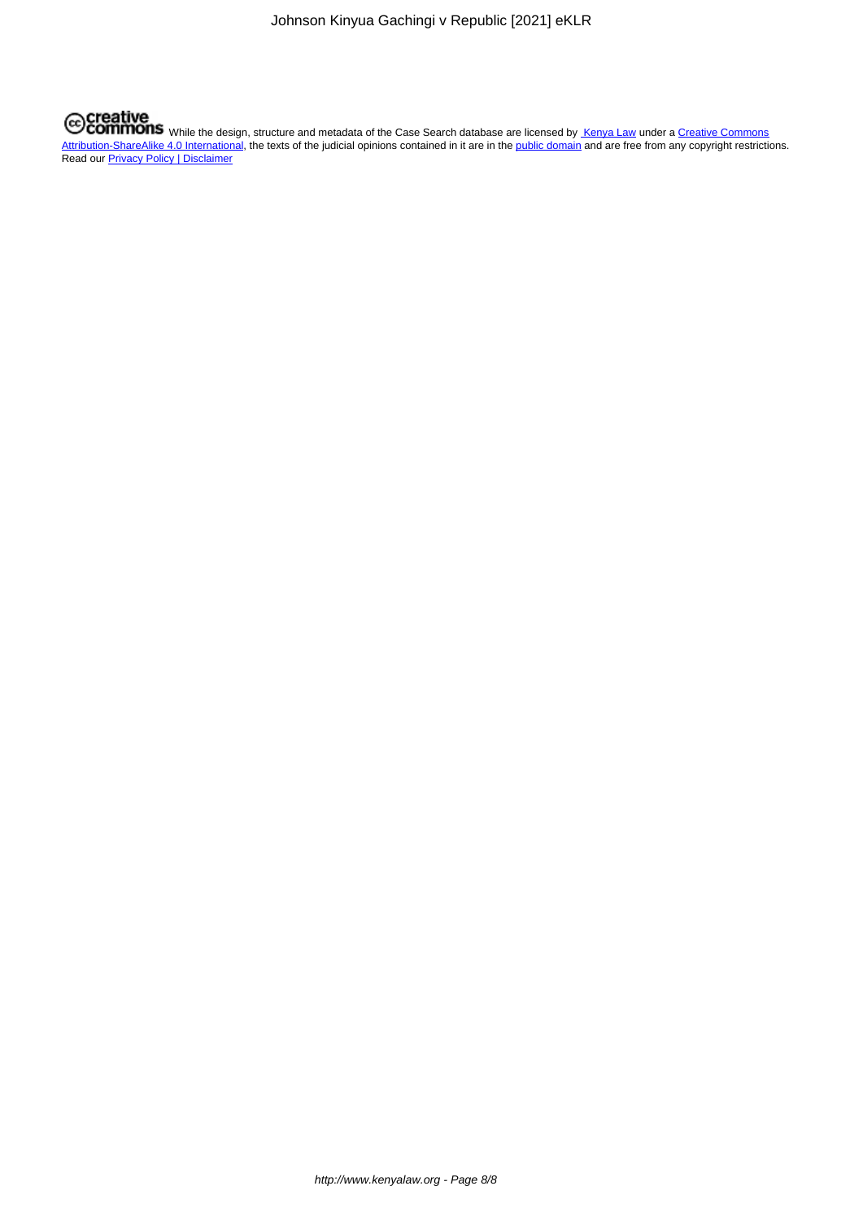While the design, structure and metadata of the Case Search database are licensed by Kenya Law under a Creative Commons Attribution-ShareAlike 4.0 International, the texts of the judicial opinions contained in it are in the public domain and are free from any copyright restrictions. Read our Privacy Policy | Disclaimer